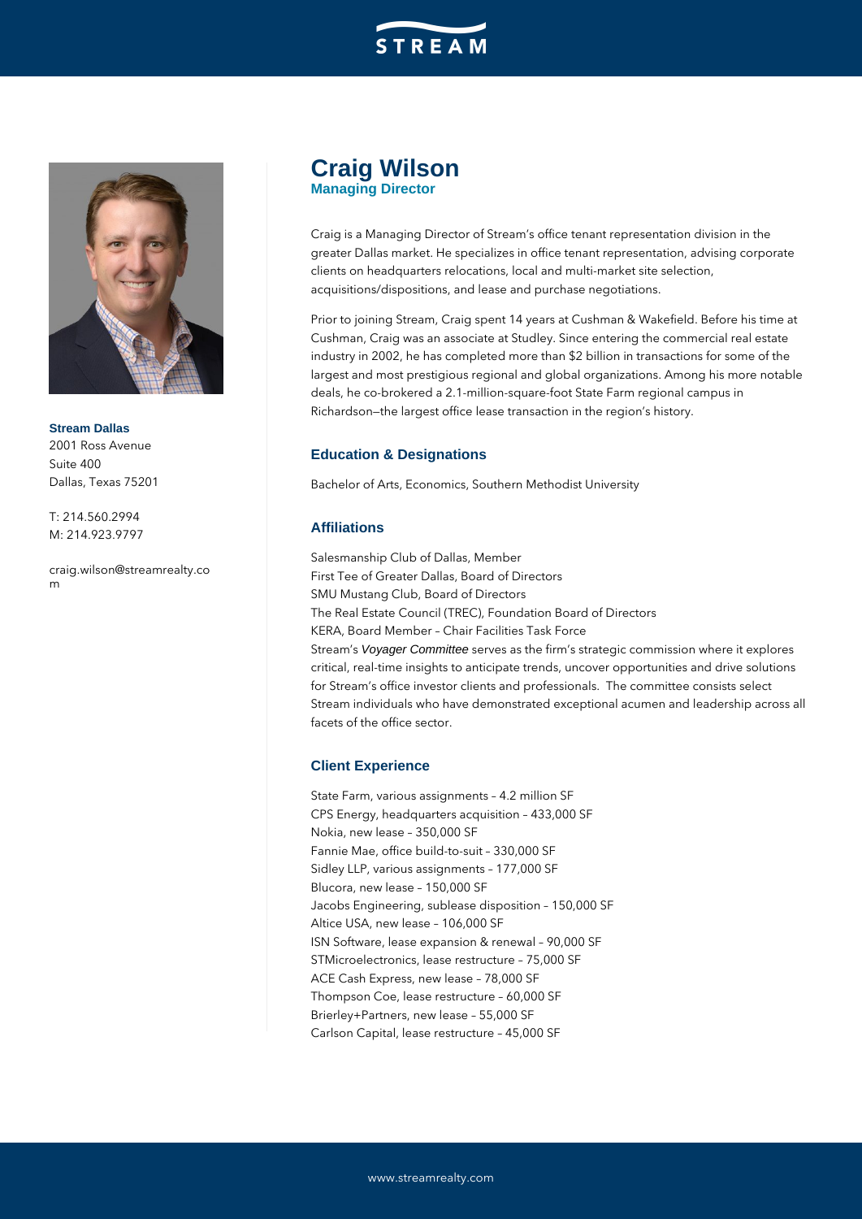# Craig Wilson

**Managing Director**

Craig is a Managing Director of Stream's office tenant representation division in the greater Dallas market. He specializes in office tenant representation, advising corporate clients on headquarters relocations, local and multi-market site selection, acquisitions/dispositions, and lease and purchase negotiations.

Prior to joining Stream, Craig spent 14 years at Cushman & Wakefield. Before his time at Cushman, Craig was an associate at Studley. Since entering the commercial real estate industry in 2002, he has completed more than $2 billion in transactions for some of the largest and most prestigious regional and global organizations. Among his more notable deals, he co-brokered a 2.1-million-square-foot State Farm regional campus in Richardson—the largest office lease transaction in the region's history.

**Stream Dallas**
2001 Ross Avenue
Suite 400
Dallas, Texas 75201

T: 214.560.2994
M: 214.923.9797

craig.wilson@streamrealty.com

## Education & Designations

Bachelor of Arts, Economics, Southern Methodist University

## Affiliations

Salesmanship Club of Dallas, Member
First Tee of Greater Dallas, Board of Directors
SMU Mustang Club, Board of Directors
The Real Estate Council (TREC), Foundation Board of Directors
KERA, Board Member – Chair Facilities Task Force
Stream's *Voyager Committee* serves as the firm's strategic commission where it explores critical, real-time insights to anticipate trends, uncover opportunities and drive solutions for Stream's office investor clients and professionals. The committee consists select Stream individuals who have demonstrated exceptional acumen and leadership across all facets of the office sector.

## Client Experience

State Farm, various assignments – 4.2 million SF
CPS Energy, headquarters acquisition – 433,000 SF
Nokia, new lease – 350,000 SF
Fannie Mae, office build-to-suit – 330,000 SF
Sidley LLP, various assignments – 177,000 SF
Blucora, new lease – 150,000 SF
Jacobs Engineering, sublease disposition – 150,000 SF
Altice USA, new lease – 106,000 SF
ISN Software, lease expansion & renewal – 90,000 SF
STMicroelectronics, lease restructure – 75,000 SF
ACE Cash Express, new lease – 78,000 SF
Thompson Coe, lease restructure – 60,000 SF
Brierley+Partners, new lease – 55,000 SF
Carlson Capital, lease restructure – 45,000 SF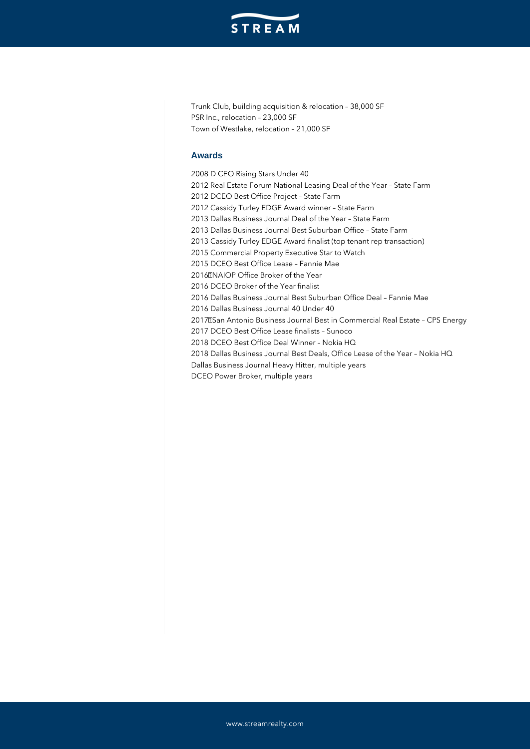Trunk Club, building acquisition & relocation – 38,000 SF
PSR Inc., relocation – 23,000 SF
Town of Westlake, relocation – 21,000 SF

## Awards

2008 D CEO Rising Stars Under 40
2012 Real Estate Forum National Leasing Deal of the Year – State Farm
2012 DCEO Best Office Project – State Farm
2012 Cassidy Turley EDGE Award winner – State Farm
2013 Dallas Business Journal Deal of the Year – State Farm
2013 Dallas Business Journal Best Suburban Office – State Farm
2013 Cassidy Turley EDGE Award finalist (top tenant rep transaction)
2015 Commercial Property Executive Star to Watch
2015 DCEO Best Office Lease – Fannie Mae
2016 NAIOP Office Broker of the Year
2016 DCEO Broker of the Year finalist
2016 Dallas Business Journal Best Suburban Office Deal – Fannie Mae
2016 Dallas Business Journal 40 Under 40
2017 San Antonio Business Journal Best in Commercial Real Estate – CPS Energy
2017 DCEO Best Office Lease finalists – Sunoco
2018 DCEO Best Office Deal Winner – Nokia HQ
2018 Dallas Business Journal Best Deals, Office Lease of the Year – Nokia HQ
Dallas Business Journal Heavy Hitter, multiple years
DCEO Power Broker, multiple years